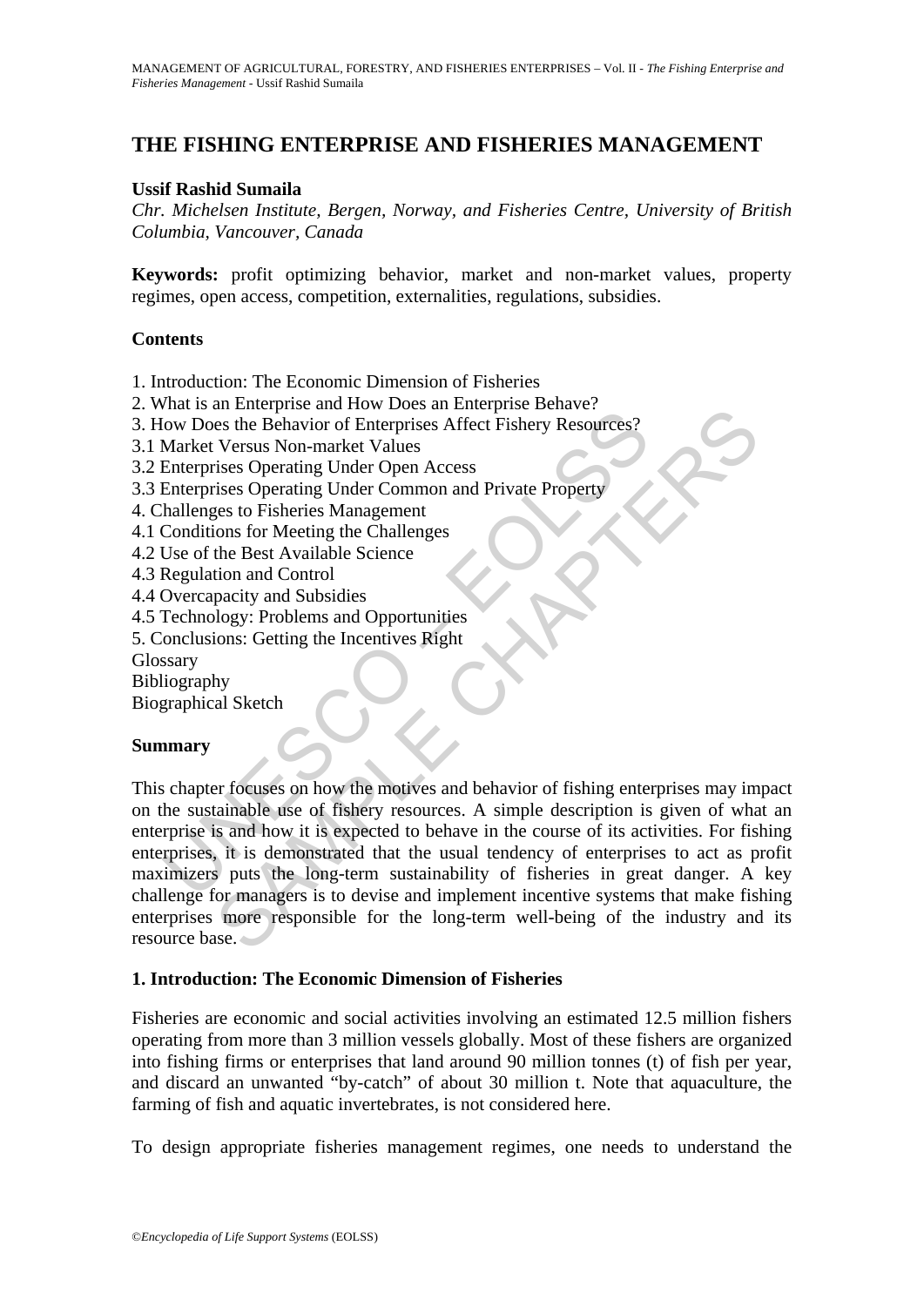# THE FISHING ENTERPRISE AND FISHERIES MANAGEMENT

**Ussif Rashid Sumaila**

*Chr. Michelsen Institute, Bergen, Norway, and Fisheries Centre, University of British Columbia, Vancouver, Canada*

**Keywords:** profit optimizing behavior, market and non-market values, property regimes, open access, competition, externalities, regulations, subsidies.

## Contents

1. Introduction: The Economic Dimension of Fisheries
2. What is an Enterprise and How Does an Enterprise Behave?
3. How Does the Behavior of Enterprises Affect Fishery Resources?
3.1 Market Versus Non-market Values
3.2 Enterprises Operating Under Open Access
3.3 Enterprises Operating Under Common and Private Property
4. Challenges to Fisheries Management
4.1 Conditions for Meeting the Challenges
4.2 Use of the Best Available Science
4.3 Regulation and Control
4.4 Overcapacity and Subsidies
4.5 Technology: Problems and Opportunities
5. Conclusions: Getting the Incentives Right
Glossary
Bibliography
Biographical Sketch

## Summary

This chapter focuses on how the motives and behavior of fishing enterprises may impact on the sustainable use of fishery resources. A simple description is given of what an enterprise is and how it is expected to behave in the course of its activities. For fishing enterprises, it is demonstrated that the usual tendency of enterprises to act as profit maximizers puts the long-term sustainability of fisheries in great danger. A key challenge for managers is to devise and implement incentive systems that make fishing enterprises more responsible for the long-term well-being of the industry and its resource base.

## 1. Introduction: The Economic Dimension of Fisheries

Fisheries are economic and social activities involving an estimated 12.5 million fishers operating from more than 3 million vessels globally. Most of these fishers are organized into fishing firms or enterprises that land around 90 million tonnes (t) of fish per year, and discard an unwanted "by-catch" of about 30 million t. Note that aquaculture, the farming of fish and aquatic invertebrates, is not considered here.

To design appropriate fisheries management regimes, one needs to understand the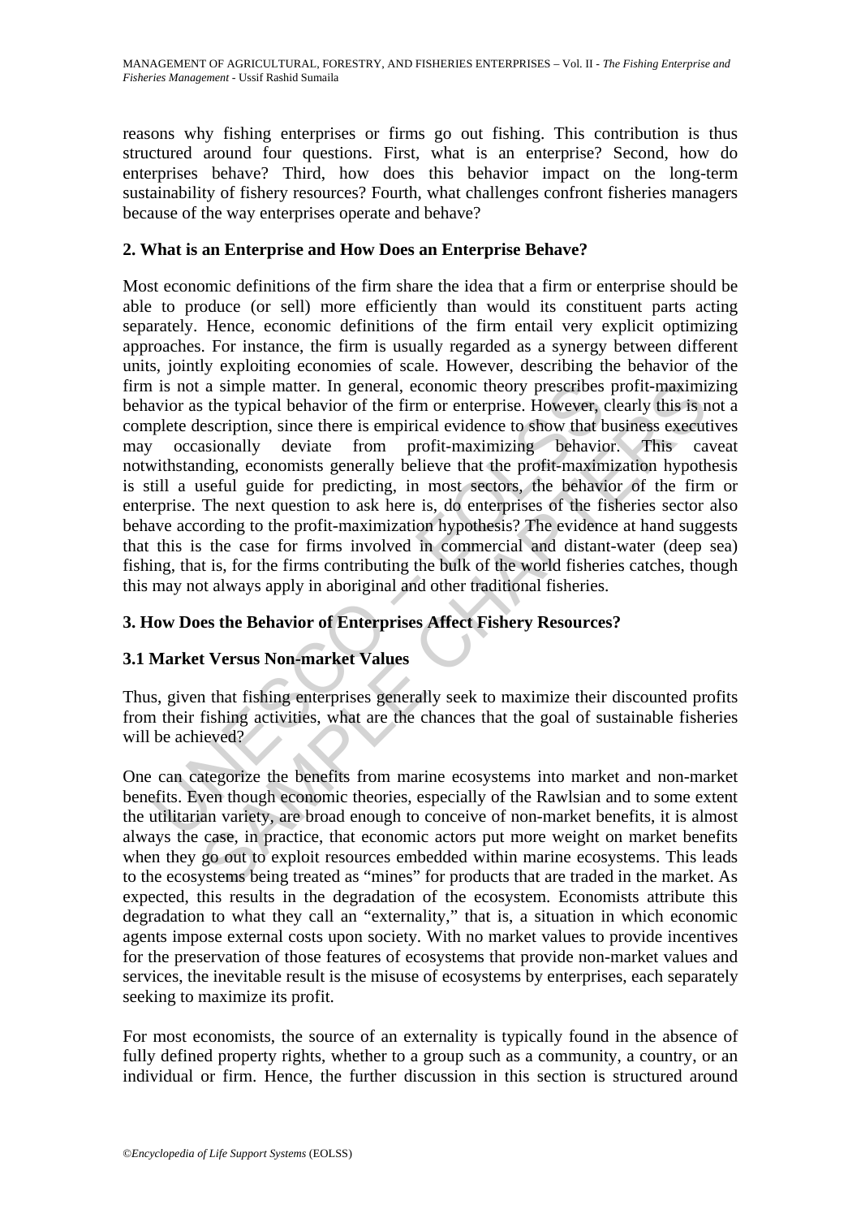reasons why fishing enterprises or firms go out fishing. This contribution is thus structured around four questions. First, what is an enterprise? Second, how do enterprises behave? Third, how does this behavior impact on the long-term sustainability of fishery resources? Fourth, what challenges confront fisheries managers because of the way enterprises operate and behave?

## 2. What is an Enterprise and How Does an Enterprise Behave?

Most economic definitions of the firm share the idea that a firm or enterprise should be able to produce (or sell) more efficiently than would its constituent parts acting separately. Hence, economic definitions of the firm entail very explicit optimizing approaches. For instance, the firm is usually regarded as a synergy between different units, jointly exploiting economies of scale. However, describing the behavior of the firm is not a simple matter. In general, economic theory prescribes profit-maximizing behavior as the typical behavior of the firm or enterprise. However, clearly this is not a complete description, since there is empirical evidence to show that business executives may occasionally deviate from profit-maximizing behavior. This caveat notwithstanding, economists generally believe that the profit-maximization hypothesis is still a useful guide for predicting, in most sectors, the behavior of the firm or enterprise. The next question to ask here is, do enterprises of the fisheries sector also behave according to the profit-maximization hypothesis? The evidence at hand suggests that this is the case for firms involved in commercial and distant-water (deep sea) fishing, that is, for the firms contributing the bulk of the world fisheries catches, though this may not always apply in aboriginal and other traditional fisheries.

## 3. How Does the Behavior of Enterprises Affect Fishery Resources?

### 3.1 Market Versus Non-market Values

Thus, given that fishing enterprises generally seek to maximize their discounted profits from their fishing activities, what are the chances that the goal of sustainable fisheries will be achieved?

One can categorize the benefits from marine ecosystems into market and non-market benefits. Even though economic theories, especially of the Rawlsian and to some extent the utilitarian variety, are broad enough to conceive of non-market benefits, it is almost always the case, in practice, that economic actors put more weight on market benefits when they go out to exploit resources embedded within marine ecosystems. This leads to the ecosystems being treated as "mines" for products that are traded in the market. As expected, this results in the degradation of the ecosystem. Economists attribute this degradation to what they call an "externality," that is, a situation in which economic agents impose external costs upon society. With no market values to provide incentives for the preservation of those features of ecosystems that provide non-market values and services, the inevitable result is the misuse of ecosystems by enterprises, each separately seeking to maximize its profit.

For most economists, the source of an externality is typically found in the absence of fully defined property rights, whether to a group such as a community, a country, or an individual or firm. Hence, the further discussion in this section is structured around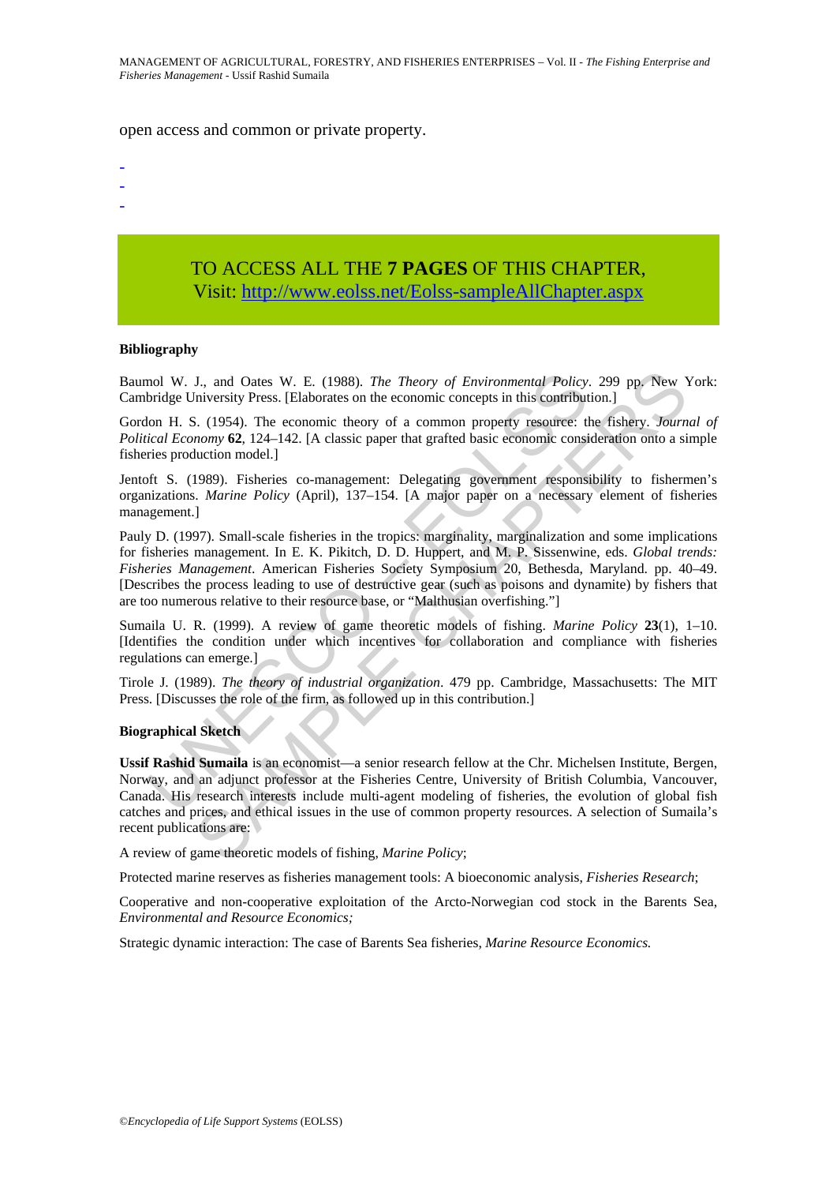open access and common or private property.

-
-
-

TO ACCESS ALL THE **7 PAGES** OF THIS CHAPTER,
Visit: http://www.eolss.net/Eolss-sampleAllChapter.aspx

**Bibliography**

Baumol W. J., and Oates W. E. (1988). *The Theory of Environmental Policy*. 299 pp. New York: Cambridge University Press. [Elaborates on the economic concepts in this contribution.]

Gordon H. S. (1954). The economic theory of a common property resource: the fishery. *Journal of Political Economy* **62**, 124–142. [A classic paper that grafted basic economic consideration onto a simple fisheries production model.]

Jentoft S. (1989). Fisheries co-management: Delegating government responsibility to fishermen's organizations. *Marine Policy* (April), 137–154. [A major paper on a necessary element of fisheries management.]

Pauly D. (1997). Small-scale fisheries in the tropics: marginality, marginalization and some implications for fisheries management. In E. K. Pikitch, D. D. Huppert, and M. P. Sissenwine, eds. *Global trends: Fisheries Management*. American Fisheries Society Symposium 20, Bethesda, Maryland. pp. 40–49. [Describes the process leading to use of destructive gear (such as poisons and dynamite) by fishers that are too numerous relative to their resource base, or "Malthusian overfishing."]

Sumaila U. R. (1999). A review of game theoretic models of fishing. *Marine Policy* **23**(1), 1–10. [Identifies the condition under which incentives for collaboration and compliance with fisheries regulations can emerge.]

Tirole J. (1989). *The theory of industrial organization*. 479 pp. Cambridge, Massachusetts: The MIT Press. [Discusses the role of the firm, as followed up in this contribution.]

**Biographical Sketch**

**Ussif Rashid Sumaila** is an economist—a senior research fellow at the Chr. Michelsen Institute, Bergen, Norway, and an adjunct professor at the Fisheries Centre, University of British Columbia, Vancouver, Canada. His research interests include multi-agent modeling of fisheries, the evolution of global fish catches and prices, and ethical issues in the use of common property resources. A selection of Sumaila's recent publications are:

A review of game theoretic models of fishing, *Marine Policy*;

Protected marine reserves as fisheries management tools: A bioeconomic analysis, *Fisheries Research*;

Cooperative and non-cooperative exploitation of the Arcto-Norwegian cod stock in the Barents Sea, *Environmental and Resource Economics;*

Strategic dynamic interaction: The case of Barents Sea fisheries, *Marine Resource Economics.*